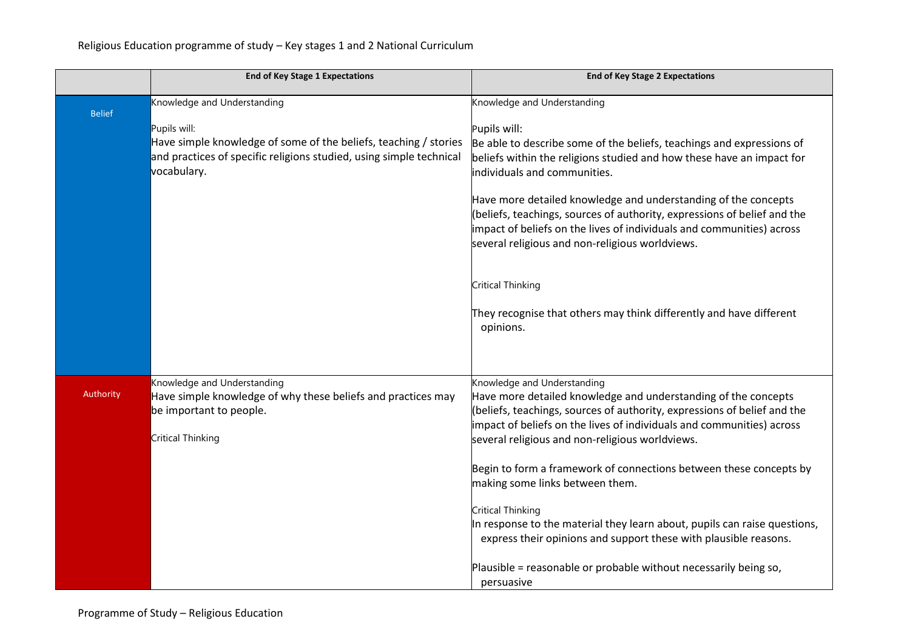Religious Education programme of study – Key stages 1 and 2 National Curriculum

| | End of Key Stage 1 Expectations | End of Key Stage 2 Expectations |
| --- | --- | --- |
| Belief | Knowledge and Understanding<br><br>Pupils will:<br>Have simple knowledge of some of the beliefs, teaching / stories and practices of specific religions studied, using simple technical vocabulary. | Knowledge and Understanding<br><br>Pupils will:<br>Be able to describe some of the beliefs, teachings and expressions of beliefs within the religions studied and how these have an impact for individuals and communities.<br><br>Have more detailed knowledge and understanding of the concepts (beliefs, teachings, sources of authority, expressions of belief and the impact of beliefs on the lives of individuals and communities) across several religious and non-religious worldviews.<br><br>Critical Thinking<br><br>They recognise that others may think differently and have different opinions. |
| Authority | Knowledge and Understanding<br>Have simple knowledge of why these beliefs and practices may be important to people.<br><br>Critical Thinking | Knowledge and Understanding<br>Have more detailed knowledge and understanding of the concepts (beliefs, teachings, sources of authority, expressions of belief and the impact of beliefs on the lives of individuals and communities) across several religious and non-religious worldviews.<br><br>Begin to form a framework of connections between these concepts by making some links between them.<br><br>Critical Thinking<br>In response to the material they learn about, pupils can raise questions, express their opinions and support these with plausible reasons.<br><br>Plausible = reasonable or probable without necessarily being so, persuasive |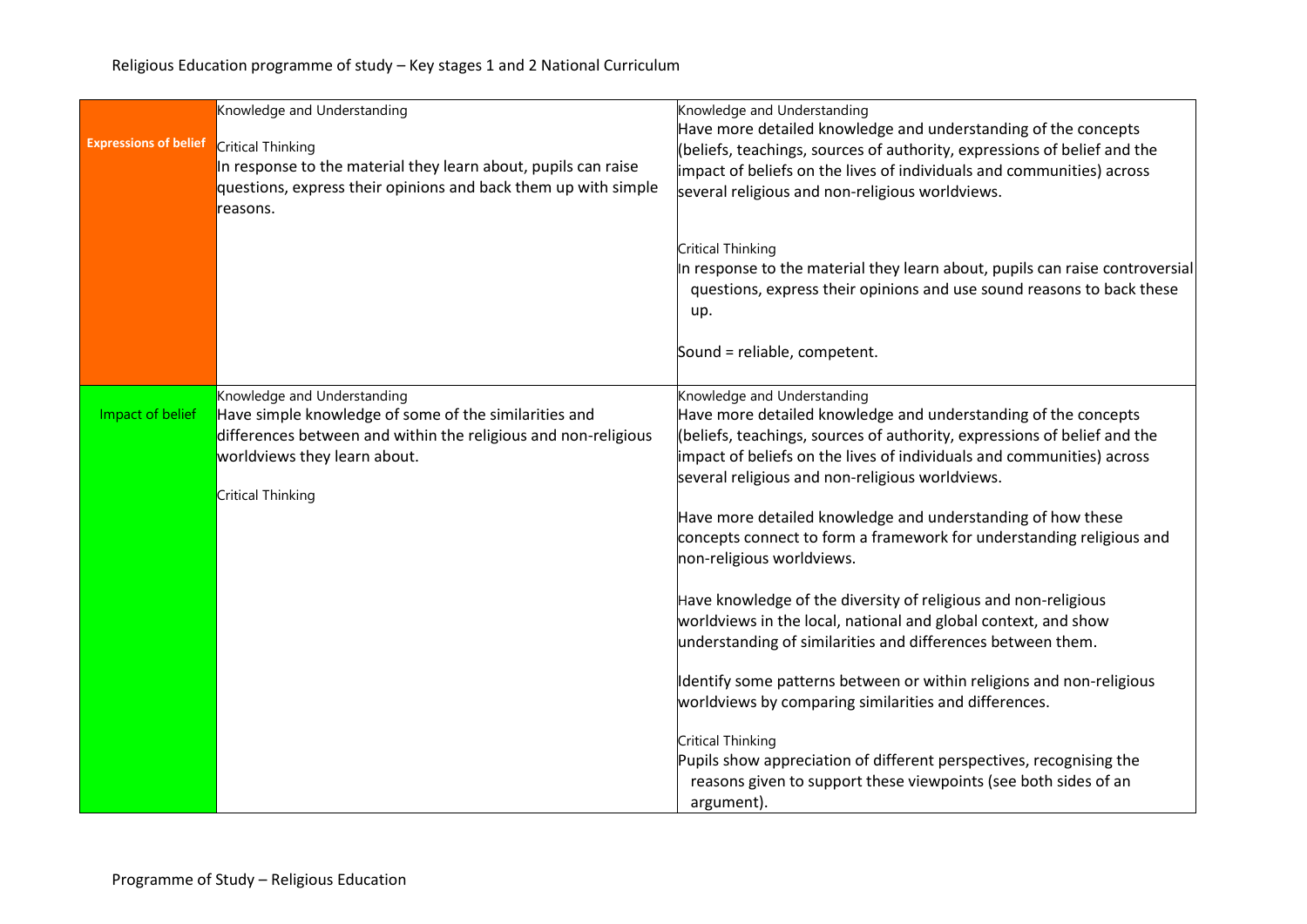| | | |
|---|---|---|
| **Expressions of belief** | Knowledge and Understanding<br><br>Critical Thinking<br>In response to the material they learn about, pupils can raise questions, express their opinions and back them up with simple reasons. | Knowledge and Understanding<br>Have more detailed knowledge and understanding of the concepts (beliefs, teachings, sources of authority, expressions of belief and the impact of beliefs on the lives of individuals and communities) across several religious and non-religious worldviews.<br><br>Critical Thinking<br>In response to the material they learn about, pupils can raise controversial questions, express their opinions and use sound reasons to back these up.<br><br>Sound = reliable, competent. |
| Impact of belief | Knowledge and Understanding<br>Have simple knowledge of some of the similarities and differences between and within the religious and non-religious worldviews they learn about.<br><br>Critical Thinking | Knowledge and Understanding<br>Have more detailed knowledge and understanding of the concepts (beliefs, teachings, sources of authority, expressions of belief and the impact of beliefs on the lives of individuals and communities) across several religious and non-religious worldviews.<br><br>Have more detailed knowledge and understanding of how these concepts connect to form a framework for understanding religious and non-religious worldviews.<br><br>Have knowledge of the diversity of religious and non-religious worldviews in the local, national and global context, and show understanding of similarities and differences between them.<br><br>Identify some patterns between or within religions and non-religious worldviews by comparing similarities and differences.<br><br>Critical Thinking<br>Pupils show appreciation of different perspectives, recognising the reasons given to support these viewpoints (see both sides of an argument). |